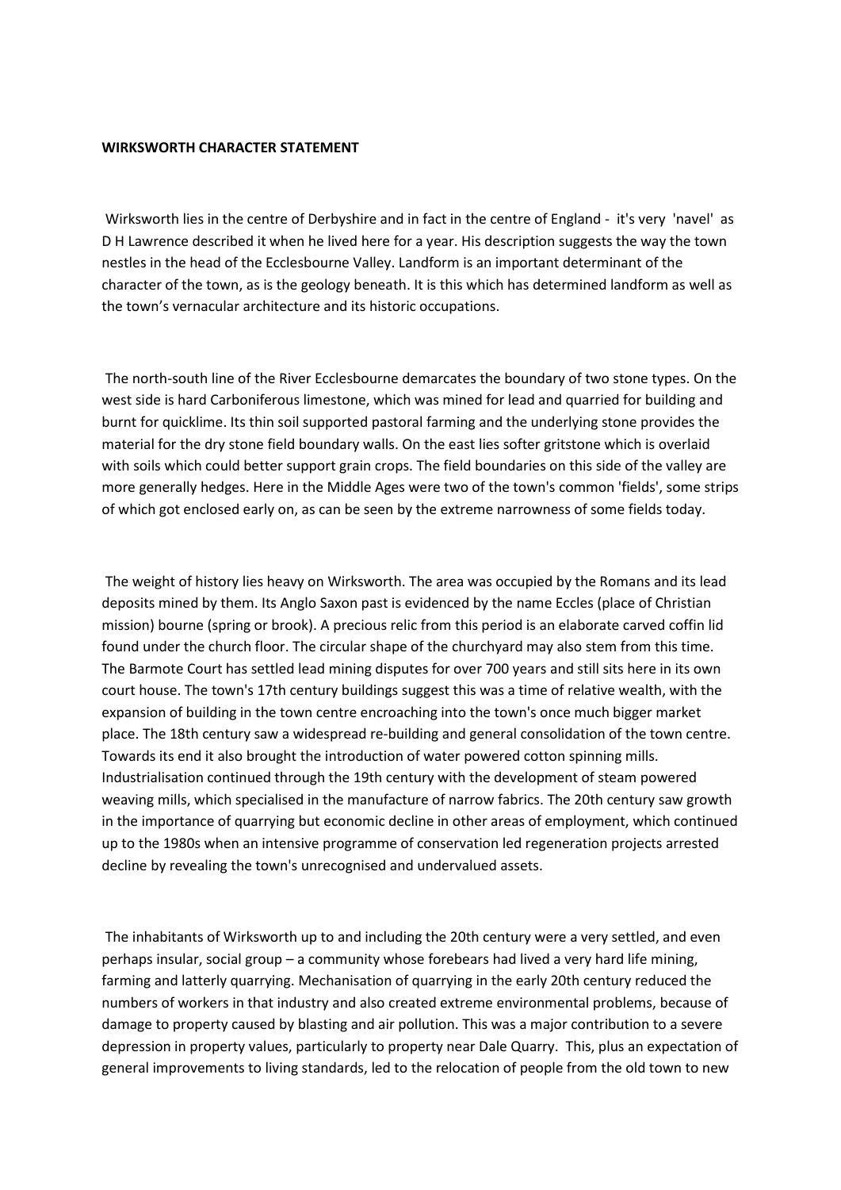**WIRKSWORTH CHARACTER STATEMENT**

Wirksworth lies in the centre of Derbyshire and in fact in the centre of England - it's very 'navel' as D H Lawrence described it when he lived here for a year. His description suggests the way the town nestles in the head of the Ecclesbourne Valley. Landform is an important determinant of the character of the town, as is the geology beneath. It is this which has determined landform as well as the town's vernacular architecture and its historic occupations.

The north-south line of the River Ecclesbourne demarcates the boundary of two stone types. On the west side is hard Carboniferous limestone, which was mined for lead and quarried for building and burnt for quicklime. Its thin soil supported pastoral farming and the underlying stone provides the material for the dry stone field boundary walls. On the east lies softer gritstone which is overlaid with soils which could better support grain crops. The field boundaries on this side of the valley are more generally hedges. Here in the Middle Ages were two of the town's common 'fields', some strips of which got enclosed early on, as can be seen by the extreme narrowness of some fields today.

The weight of history lies heavy on Wirksworth. The area was occupied by the Romans and its lead deposits mined by them. Its Anglo Saxon past is evidenced by the name Eccles (place of Christian mission) bourne (spring or brook). A precious relic from this period is an elaborate carved coffin lid found under the church floor. The circular shape of the churchyard may also stem from this time. The Barmote Court has settled lead mining disputes for over 700 years and still sits here in its own court house. The town's 17th century buildings suggest this was a time of relative wealth, with the expansion of building in the town centre encroaching into the town's once much bigger market place. The 18th century saw a widespread re-building and general consolidation of the town centre. Towards its end it also brought the introduction of water powered cotton spinning mills. Industrialisation continued through the 19th century with the development of steam powered weaving mills, which specialised in the manufacture of narrow fabrics. The 20th century saw growth in the importance of quarrying but economic decline in other areas of employment, which continued up to the 1980s when an intensive programme of conservation led regeneration projects arrested decline by revealing the town's unrecognised and undervalued assets.

The inhabitants of Wirksworth up to and including the 20th century were a very settled, and even perhaps insular, social group – a community whose forebears had lived a very hard life mining, farming and latterly quarrying. Mechanisation of quarrying in the early 20th century reduced the numbers of workers in that industry and also created extreme environmental problems, because of damage to property caused by blasting and air pollution. This was a major contribution to a severe depression in property values, particularly to property near Dale Quarry. This, plus an expectation of general improvements to living standards, led to the relocation of people from the old town to new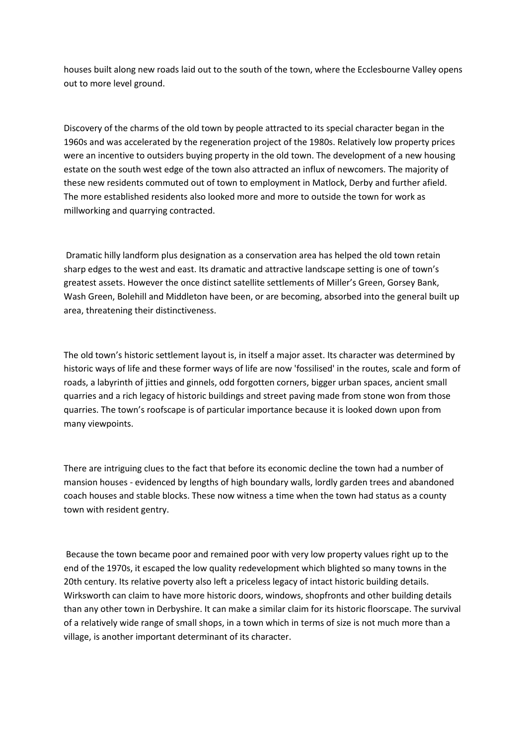houses built along new roads laid out to the south of the town, where the Ecclesbourne Valley opens out to more level ground.

Discovery of the charms of the old town by people attracted to its special character began in the 1960s and was accelerated by the regeneration project of the 1980s. Relatively low property prices were an incentive to outsiders buying property in the old town. The development of a new housing estate on the south west edge of the town also attracted an influx of newcomers. The majority of these new residents commuted out of town to employment in Matlock, Derby and further afield. The more established residents also looked more and more to outside the town for work as millworking and quarrying contracted.

Dramatic hilly landform plus designation as a conservation area has helped the old town retain sharp edges to the west and east. Its dramatic and attractive landscape setting is one of town's greatest assets. However the once distinct satellite settlements of Miller's Green, Gorsey Bank, Wash Green, Bolehill and Middleton have been, or are becoming, absorbed into the general built up area, threatening their distinctiveness.

The old town's historic settlement layout is, in itself a major asset. Its character was determined by historic ways of life and these former ways of life are now 'fossilised' in the routes, scale and form of roads, a labyrinth of jitties and ginnels, odd forgotten corners, bigger urban spaces, ancient small quarries and a rich legacy of historic buildings and street paving made from stone won from those quarries. The town's roofscape is of particular importance because it is looked down upon from many viewpoints.

There are intriguing clues to the fact that before its economic decline the town had a number of mansion houses - evidenced by lengths of high boundary walls, lordly garden trees and abandoned coach houses and stable blocks. These now witness a time when the town had status as a county town with resident gentry.

Because the town became poor and remained poor with very low property values right up to the end of the 1970s, it escaped the low quality redevelopment which blighted so many towns in the 20th century. Its relative poverty also left a priceless legacy of intact historic building details. Wirksworth can claim to have more historic doors, windows, shopfronts and other building details than any other town in Derbyshire. It can make a similar claim for its historic floorscape. The survival of a relatively wide range of small shops, in a town which in terms of size is not much more than a village, is another important determinant of its character.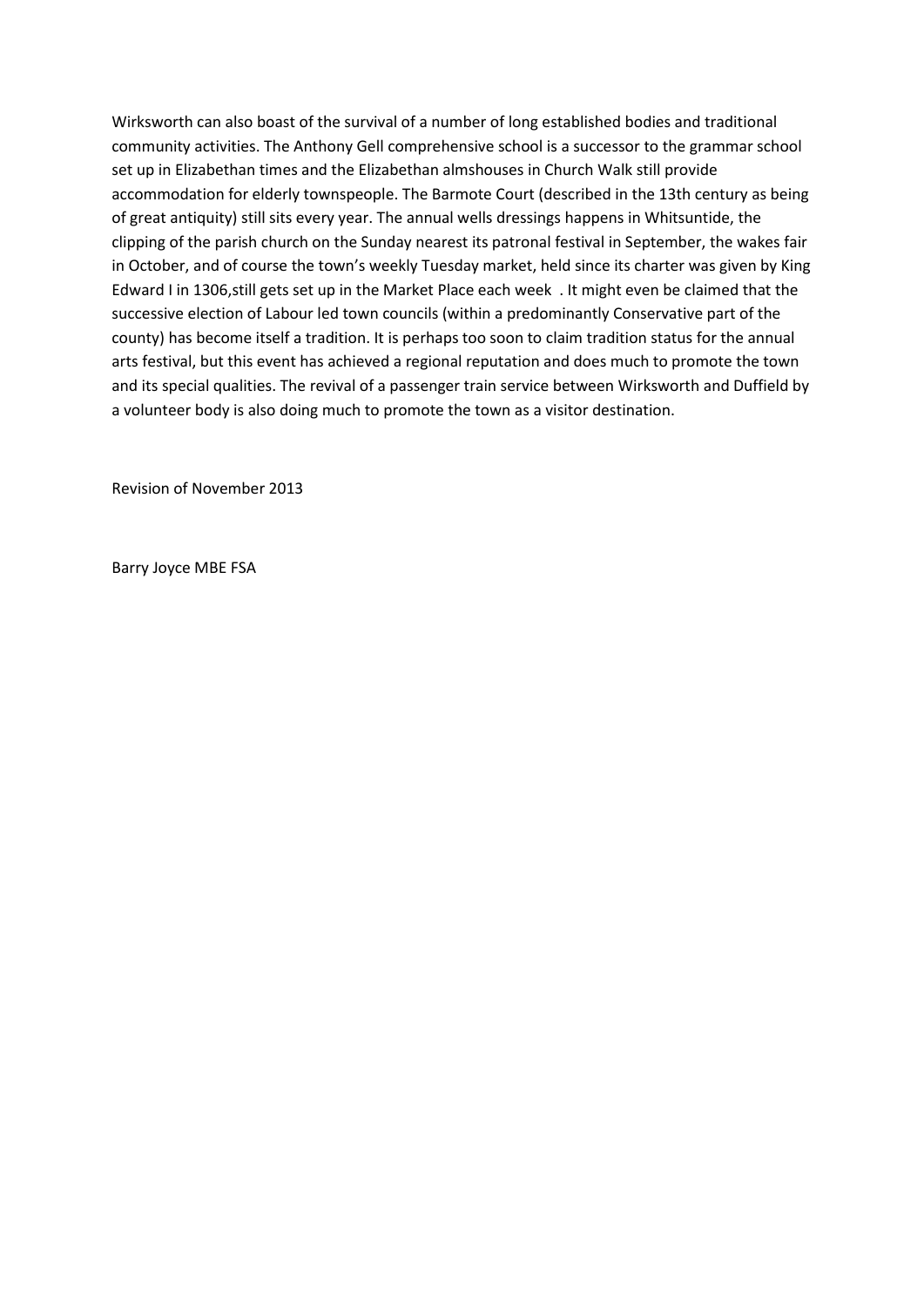Wirksworth can also boast of the survival of a number of long established bodies and traditional community activities. The Anthony Gell comprehensive school is a successor to the grammar school set up in Elizabethan times and the Elizabethan almshouses in Church Walk still provide accommodation for elderly townspeople. The Barmote Court (described in the 13th century as being of great antiquity) still sits every year. The annual wells dressings happens in Whitsuntide, the clipping of the parish church on the Sunday nearest its patronal festival in September, the wakes fair in October, and of course the town's weekly Tuesday market, held since its charter was given by King Edward I in 1306,still gets set up in the Market Place each week . It might even be claimed that the successive election of Labour led town councils (within a predominantly Conservative part of the county) has become itself a tradition. It is perhaps too soon to claim tradition status for the annual arts festival, but this event has achieved a regional reputation and does much to promote the town and its special qualities. The revival of a passenger train service between Wirksworth and Duffield by a volunteer body is also doing much to promote the town as a visitor destination.

Revision of November 2013

Barry Joyce MBE FSA